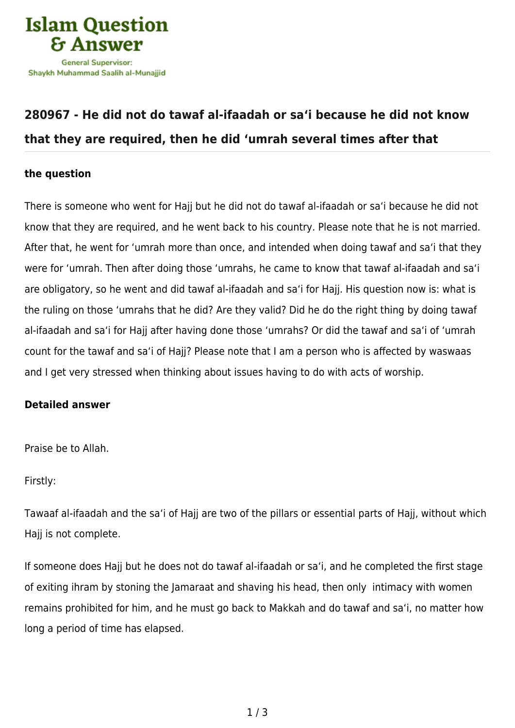## 280967 - He did not do tawaf al-ifaadah or sa'i because he did not know that they are required, then he did 'umrah several times after that

### the question

There is someone who went for Hajj but he did not do tawaf al-ifaadah or sa'i because he did not know that they are required, and he went back to his country. Please note that he is not married. After that, he went for 'umrah more than once, and intended when doing tawaf and sa'i that they were for 'umrah. Then after doing those 'umrahs, he came to know that tawaf al-ifaadah and sa'i are obligatory, so he went and did tawaf al-ifaadah and sa'i for Hajj. His question now is: what is the ruling on those 'umrahs that he did? Are they valid? Did he do the right thing by doing tawaf al-ifaadah and sa'i for Hajj after having done those 'umrahs? Or did the tawaf and sa'i of 'umrah count for the tawaf and sa'i of Hajj? Please note that I am a person who is affected by waswaas and I get very stressed when thinking about issues having to do with acts of worship.

### Detailed answer

Praise be to Allah.

Firstly:

Tawaaf al-ifaadah and the sa'i of Hajj are two of the pillars or essential parts of Hajj, without which Hajj is not complete.

If someone does Hajj but he does not do tawaf al-ifaadah or sa'i, and he completed the first stage of exiting ihram by stoning the Jamaraat and shaving his head, then only intimacy with women remains prohibited for him, and he must go back to Makkah and do tawaf and sa'i, no matter how long a period of time has elapsed.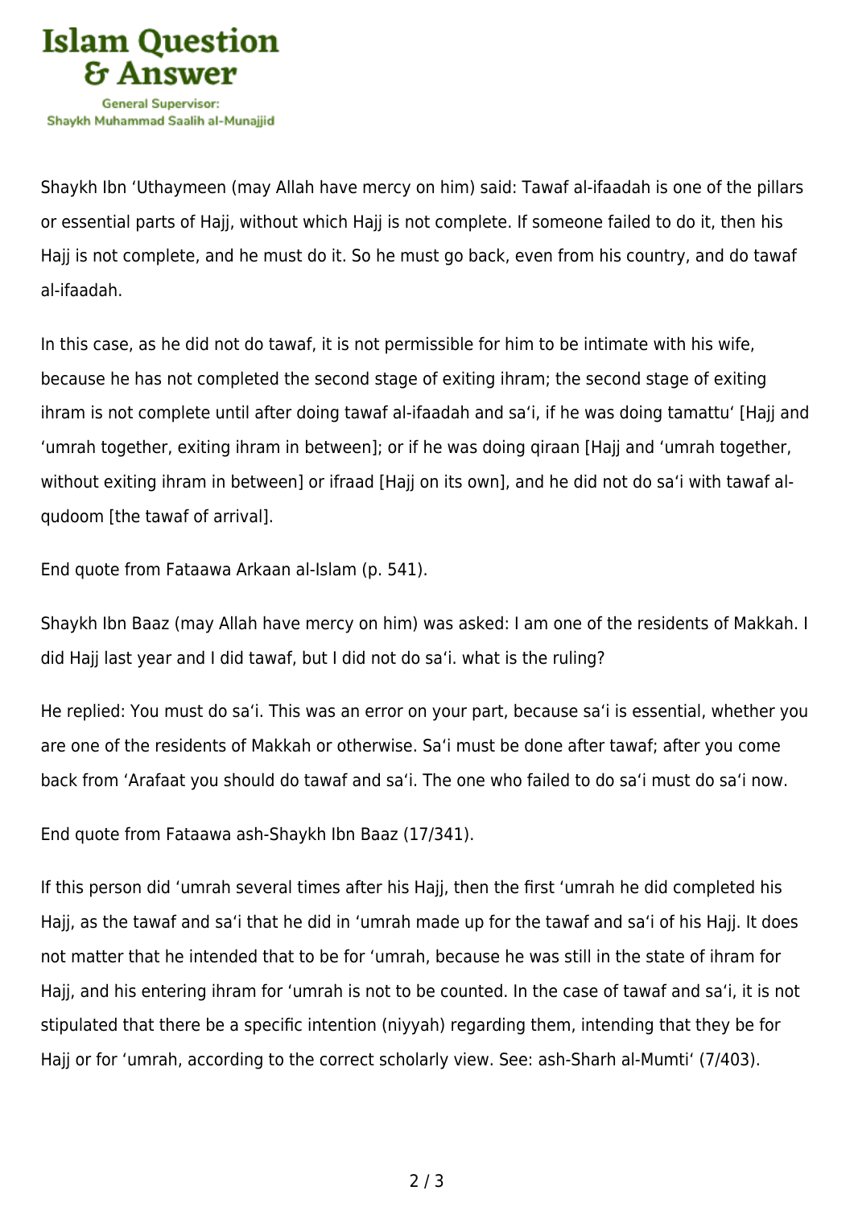Shaykh Ibn 'Uthaymeen (may Allah have mercy on him) said: Tawaf al-ifaadah is one of the pillars or essential parts of Hajj, without which Hajj is not complete. If someone failed to do it, then his Hajj is not complete, and he must do it. So he must go back, even from his country, and do tawaf al-ifaadah.

In this case, as he did not do tawaf, it is not permissible for him to be intimate with his wife, because he has not completed the second stage of exiting ihram; the second stage of exiting ihram is not complete until after doing tawaf al-ifaadah and sa'i, if he was doing tamattu' [Hajj and 'umrah together, exiting ihram in between]; or if he was doing qiraan [Hajj and 'umrah together, without exiting ihram in between] or ifraad [Hajj on its own], and he did not do sa'i with tawaf al-qudoom [the tawaf of arrival].

End quote from Fataawa Arkaan al-Islam (p. 541).

Shaykh Ibn Baaz (may Allah have mercy on him) was asked: I am one of the residents of Makkah. I did Hajj last year and I did tawaf, but I did not do sa'i. what is the ruling?

He replied: You must do sa'i. This was an error on your part, because sa'i is essential, whether you are one of the residents of Makkah or otherwise. Sa'i must be done after tawaf; after you come back from 'Arafaat you should do tawaf and sa'i. The one who failed to do sa'i must do sa'i now.

End quote from Fataawa ash-Shaykh Ibn Baaz (17/341).

If this person did 'umrah several times after his Hajj, then the first 'umrah he did completed his Hajj, as the tawaf and sa'i that he did in 'umrah made up for the tawaf and sa'i of his Hajj. It does not matter that he intended that to be for 'umrah, because he was still in the state of ihram for Hajj, and his entering ihram for 'umrah is not to be counted. In the case of tawaf and sa'i, it is not stipulated that there be a specific intention (niyyah) regarding them, intending that they be for Hajj or for 'umrah, according to the correct scholarly view. See: ash-Sharh al-Mumti' (7/403).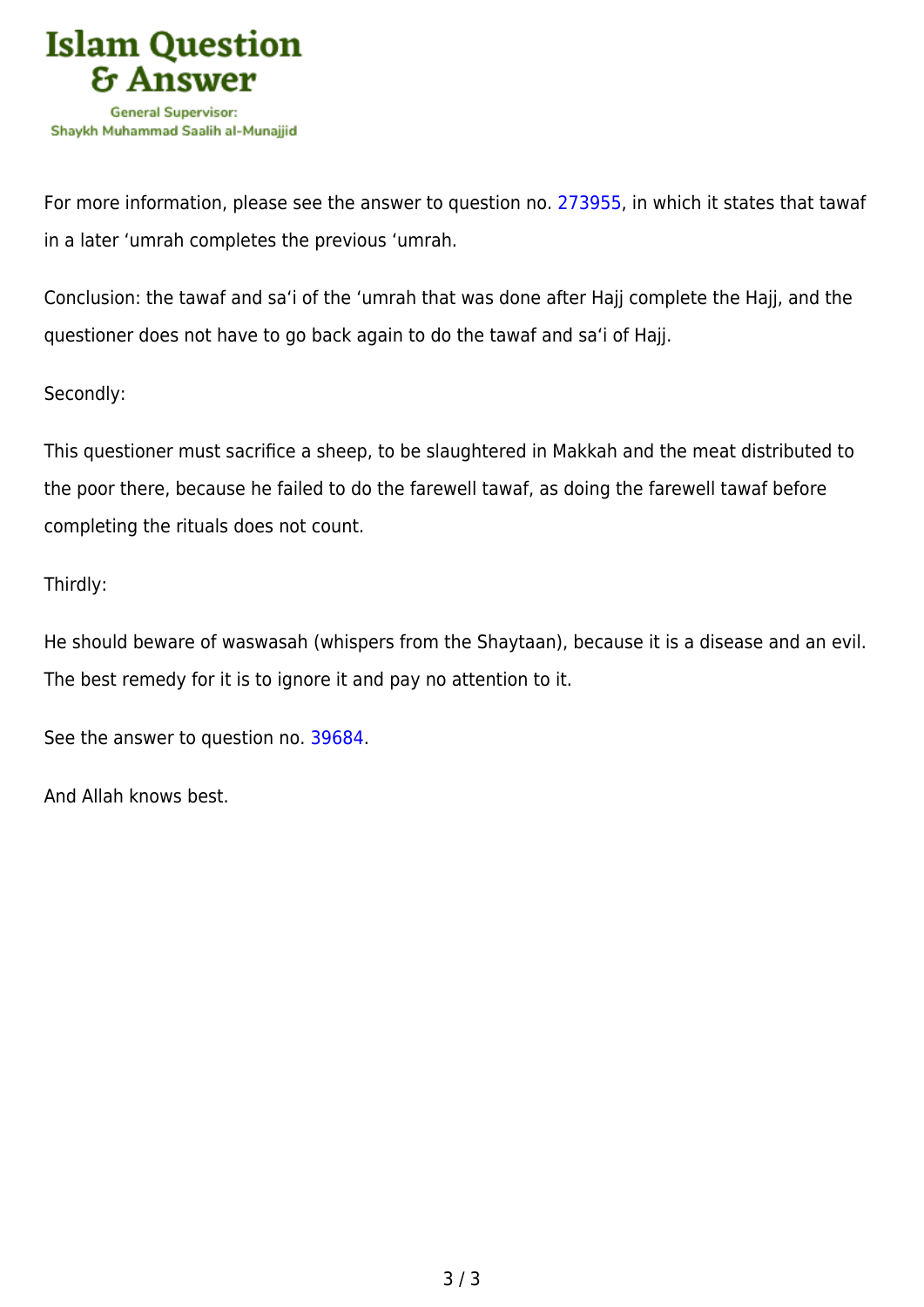For more information, please see the answer to question no. 273955, in which it states that tawaf in a later ‘umrah completes the previous ‘umrah.

Conclusion: the tawaf and sa‘i of the ‘umrah that was done after Hajj complete the Hajj, and the questioner does not have to go back again to do the tawaf and sa‘i of Hajj.

Secondly:

This questioner must sacrifice a sheep, to be slaughtered in Makkah and the meat distributed to the poor there, because he failed to do the farewell tawaf, as doing the farewell tawaf before completing the rituals does not count.

Thirdly:

He should beware of waswasah (whispers from the Shaytaan), because it is a disease and an evil. The best remedy for it is to ignore it and pay no attention to it.

See the answer to question no. 39684.

And Allah knows best.